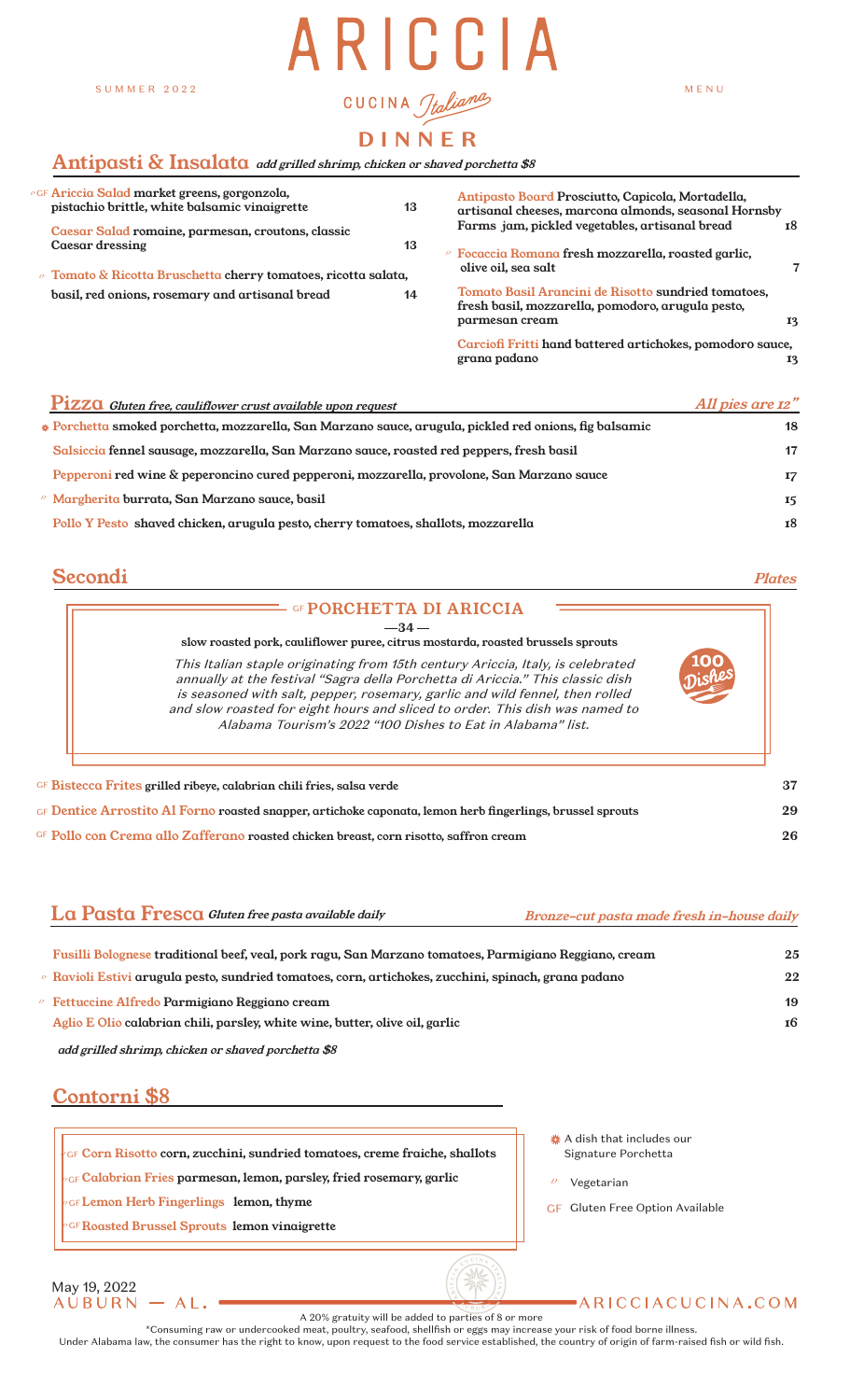SUMMER 2022

# ARICCIA

CUCINA *Italiana*

MENU

## DINNER

## Antipasti & Insalata *add grilled shrimp, chicken or shaved porchetta $8*

- ✓GF **Ariccia Salad** market greens, gorgonzola, pistachio brittle, white balsamic vinaigrette — 13
- **Caesar Salad** romaine, parmesan, croutons, classic Caesar dressing — 13
- ✓ **Tomato & Ricotta Bruschetta** cherry tomatoes, ricotta salata, basil, red onions, rosemary and artisanal bread — 14
- **Antipasto Board** Prosciutto, Capicola, Mortadella, artisanal cheeses, marcona almonds, seasonal Hornsby Farms jam, pickled vegetables, artisanal bread — 18
- ✓ **Focaccia Romana** fresh mozzarella, roasted garlic, olive oil, sea salt — 7
- **Tomato Basil Arancini de Risotto** sundried tomatoes, fresh basil, mozzarella, pomodoro, arugula pesto, parmesan cream — 13
- **Carciofi Fritti** hand battered artichokes, pomodoro sauce, grana padano — 13

## Pizza *Gluten free, cauliflower crust available upon request*

*All pies are 12"*

- ✽ **Porchetta** smoked porchetta, mozzarella, San Marzano sauce, arugula, pickled red onions, fig balsamic — 18
- **Salsiccia** fennel sausage, mozzarella, San Marzano sauce, roasted red peppers, fresh basil — 17
- **Pepperoni** red wine & peperoncino cured pepperoni, mozzarella, provolone, San Marzano sauce — 17
- ✓ **Margherita** burrata, San Marzano sauce, basil — 15
- **Pollo Y Pesto** shaved chicken, arugula pesto, cherry tomatoes, shallots, mozzarella — 18

## Secondi

*Plates*

### GF PORCHETTA DI ARICCIA

—34—

slow roasted pork, cauliflower puree, citrus mostarda, roasted brussels sprouts

*This Italian staple originating from 15th century Ariccia, Italy, is celebrated annually at the festival "Sagra della Porchetta di Ariccia." This classic dish is seasoned with salt, pepper, rosemary, garlic and wild fennel, then rolled and slow roasted for eight hours and sliced to order. This dish was named to Alabama Tourism's 2022 "100 Dishes to Eat in Alabama" list.*

100 Dishes

- GF **Bistecca Frites** grilled ribeye, calabrian chili fries, salsa verde — 37
- GF **Dentice Arrostito Al Forno** roasted snapper, artichoke caponata, lemon herb fingerlings, brussel sprouts — 29
- GF **Pollo con Crema allo Zafferano** roasted chicken breast, corn risotto, saffron cream — 26

## La Pasta Fresca *Gluten free pasta available daily*

*Bronze-cut pasta made fresh in-house daily*

- **Fusilli Bolognese** traditional beef, veal, pork ragu, San Marzano tomatoes, Parmigiano Reggiano, cream — 25
- ✓ **Ravioli Estivi** arugula pesto, sundried tomatoes, corn, artichokes, zucchini, spinach, grana padano — 22
- ✓ **Fettuccine Alfredo** Parmigiano Reggiano cream — 19
- **Aglio E Olio** calabrian chili, parsley, white wine, butter, olive oil, garlic — 16

*add grilled shrimp, chicken or shaved porchetta $8*

## Contorni $8

- ✓GF **Corn Risotto** corn, zucchini, sundried tomatoes, creme fraiche, shallots
- ✓GF **Calabrian Fries** parmesan, lemon, parsley, fried rosemary, garlic
- ✓GF **Lemon Herb Fingerlings** lemon, thyme
- ✓GF **Roasted Brussel Sprouts** lemon vinaigrette

✽ A dish that includes our Signature Porchetta

✓ Vegetarian

GF Gluten Free Option Available

May 19, 2022

AUBURN — AL.

ARICCIACUCINA.COM

A 20% gratuity will be added to parties of 8 or more

*Consuming raw or undercooked meat, poultry, seafood, shellfish or eggs may increase your risk of food borne illness.

Under Alabama law, the consumer has the right to know, upon request to the food service established, the country of origin of farm-raised fish or wild fish.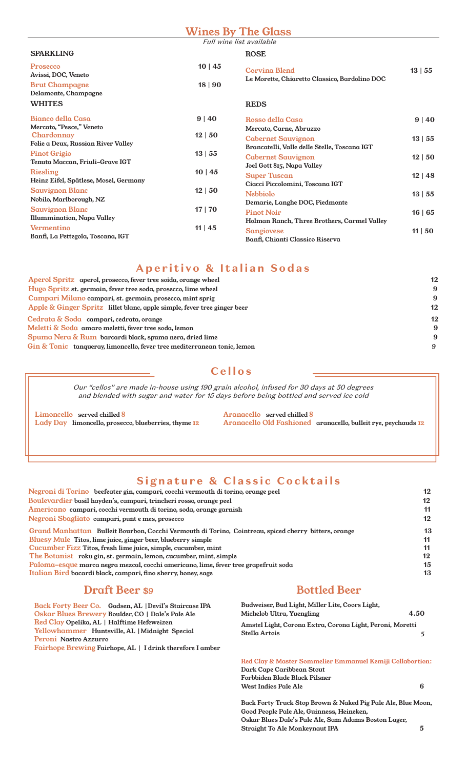# Wines By The Glass

*Full wine list available*

## SPARKLING

**Prosecco** — 10 | 45
Avissi, DOC, Veneto

**Brut Champagne** — 18 | 90
Delamonte, Champagne

## WHITES

**Bianco della Casa** — 9 | 40
Mercato, "Pesce," Veneto

**Chardonnay** — 12 | 50
Folie a Deux, Russian River Valley

**Pinot Grigio** — 13 | 55
Tenuta Maccan, Friuli–Grave IGT

**Riesling** — 10 | 45
Heinz Eifel, Spätlese, Mosel, Germany

**Sauvignon Blanc** — 12 | 50
Nobilo, Marlborough, NZ

**Sauvignon Blanc** — 17 | 70
Illummination, Napa Valley

**Vermentino** — 11 | 45
Banfi, La Pettegola, Toscana, IGT

## ROSE

**Corvina Blend** — 13 | 55
Le Morette, Chiaretto Classico, Bardolino DOC

## REDS

**Rosso della Casa** — 9 | 40
Mercato, Carne, Abruzzo

**Cabernet Sauvignon** — 13 | 55
Brancatelli, Valle delle Stelle, Toscana IGT

**Cabernet Sauvignon** — 12 | 50
Joel Gott 815, Napa Valley

**Super Tuscan** — 12 | 48
Ciacci Piccolomini, Toscana IGT

**Nebbiolo** — 13 | 55
Demarie, Langhe DOC, Piedmonte

**Pinot Noir** — 16 | 65
Holman Ranch, Three Brothers, Carmel Valley

**Sangiovese** — 11 | 50
Banfi, Chianti Classico Riserva

# Aperitivo & Italian Sodas

**Aperol Spritz** aperol, prosecco, fever tree soida, orange wheel — 12
**Hugo Spritz** st. germain, fever tree soda, prosecco, lime wheel — 9
**Campari Milano** campari, st. germain, prosecco, mint sprig — 9
**Apple & Ginger Spritz** lillet blanc, apple simple, fever tree ginger beer — 12
**Cedrata & Soda** campari, cedrata, orange — 12
**Meletti & Soda** amaro meletti, fever tree soda, lemon — 9
**Spuma Nera & Rum** barcardi black, spuma nera, dried lime — 9
**Gin & Tonic** tanqueray, limoncello, fever tree mediterranean tonic, lemon — 9

# Cellos

*Our "cellos" are made in-house using 190 grain alcohol, infused for 30 days at 50 degrees and blended with sugar and water for 15 days before being bottled and served ice cold*

**Limoncello** served chilled 8
**Lady Day** limoncello, prosecco, blueberries, thyme 12
**Aranacello** served chilled 8
**Aranacello Old Fashioned** aranacello, bulleit rye, peychauds 12

# Signature & Classic Cocktails

**Negroni di Torino** beefeater gin, campari, cocchi vermouth di torino, orange peel — 12
**Boulevardier** basil hayden's, campari, trincheri rosso, orange peel — 12
**Americano** campari, cocchi vermouth di torino, soda, orange garnish — 11
**Negroni Sbagliato** campari, punt e mes, prosecco — 12
**Grand Manhattan** Bulleit Bourbon, Cocchi Vermouth di Torino, Cointreau, spiced cherry bitters, orange — 13
**Bluesy Mule** Titos, lime juice, ginger beer, blueberry simple — 11
**Cucumber Fizz** Titos, fresh lime juice, simple, cucumber, mint — 11
**The Botanist** roku gin, st. germain, lemon, cucumber, mint, simple — 12
**Paloma–esque** marca negra mezcal, cocchi americano, lime, fever tree grapefruit soda — 15
**Italian Bird** bacardi black, campari, fino sherry, honey, sage — 13

# Draft Beer $9

**Back Forty Beer Co.** Gadsen, AL | Devil's Staircase IPA
**Oskar Blues Brewery** Boulder, CO | Dale's Pale Ale
**Red Clay** Opelika, AL | Halftime Hefeweizen
**Yellowhammer** Huntsville, AL | Midnight Special
**Peroni** Nastro Azzurro
**Fairhope Brewing** Fairhope, AL | I drink therefore I amber

# Bottled Beer

Budweiser, Bud Light, Miller Lite, Coors Light, Michelob Ultra, Yuengling — 4.50

Amstel Light, Corona Extra, Corona Light, Peroni, Moretti Stella Artois — 5

**Red Clay & Master Sommelier Emmanuel Kemiji Collabortion:**
Dark Cape Caribbean Stout
Forbbiden Blade Black Pilsner
West Indies Pale Ale — 6

Back Forty Truck Stop Brown & Naked Pig Pale Ale, Blue Moon, Good People Pale Ale, Guinness, Heineken, Oskar Blues Dale's Pale Ale, Sam Adams Boston Lager, Straight To Ale Monkeynaut IPA — 5